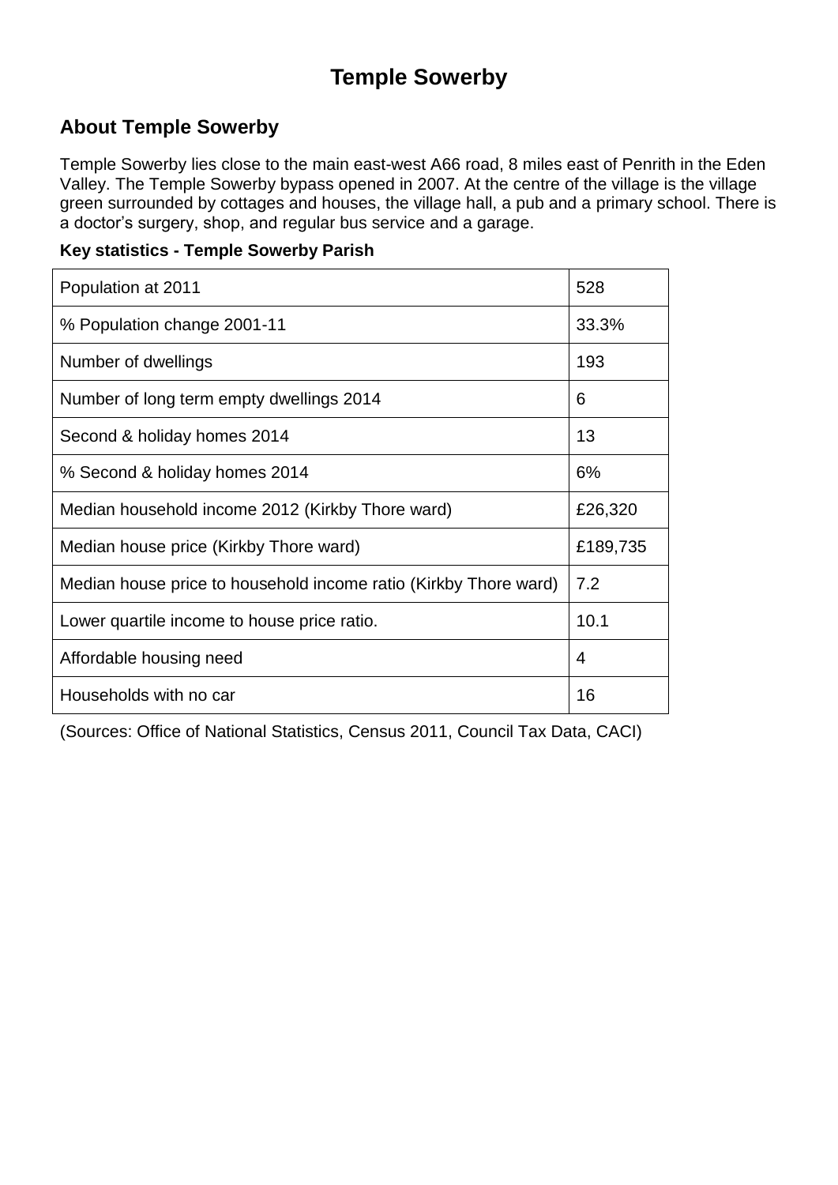# Temple Sowerby

## About Temple Sowerby

Temple Sowerby lies close to the main east-west A66 road, 8 miles east of Penrith in the Eden Valley. The Temple Sowerby bypass opened in 2007. At the centre of the village is the village green surrounded by cottages and houses, the village hall, a pub and a primary school. There is a doctor's surgery, shop, and regular bus service and a garage.

**Key statistics - Temple Sowerby Parish**

| | |
|---|---|
| Population at 2011 | 528 |
| % Population change 2001-11 | 33.3% |
| Number of dwellings | 193 |
| Number of long term empty dwellings 2014 | 6 |
| Second & holiday homes 2014 | 13 |
| % Second & holiday homes 2014 | 6% |
| Median household income 2012 (Kirkby Thore ward) | £26,320 |
| Median house price (Kirkby Thore ward) | £189,735 |
| Median house price to household income ratio (Kirkby Thore ward) | 7.2 |
| Lower quartile income to house price ratio. | 10.1 |
| Affordable housing need | 4 |
| Households with no car | 16 |

(Sources: Office of National Statistics, Census 2011, Council Tax Data, CACI)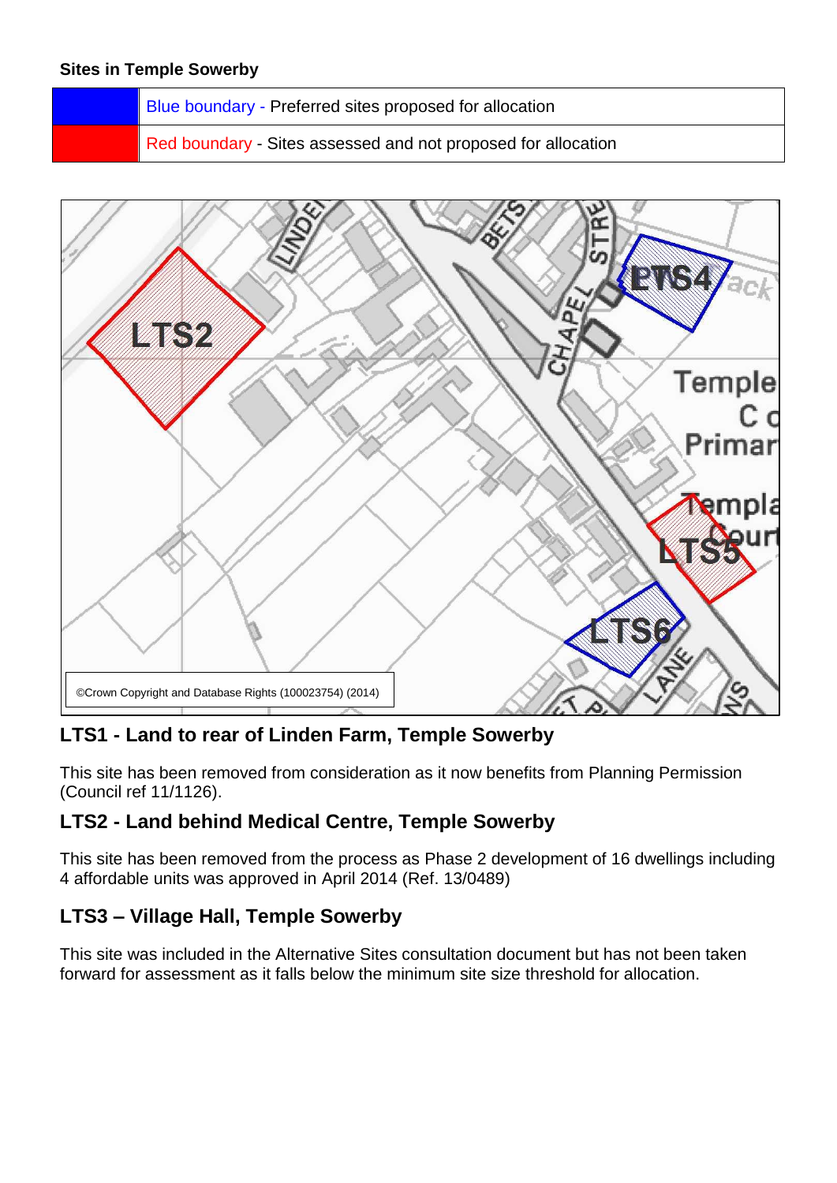**Sites in Temple Sowerby**

| | |
|---|---|
| | Blue boundary - Preferred sites proposed for allocation |
| | Red boundary - Sites assessed and not proposed for allocation |

©Crown Copyright and Database Rights (100023754) (2014)

### LTS1 - Land to rear of Linden Farm, Temple Sowerby

This site has been removed from consideration as it now benefits from Planning Permission (Council ref 11/1126).

### LTS2 - Land behind Medical Centre, Temple Sowerby

This site has been removed from the process as Phase 2 development of 16 dwellings including 4 affordable units was approved in April 2014 (Ref. 13/0489)

### LTS3 – Village Hall, Temple Sowerby

This site was included in the Alternative Sites consultation document but has not been taken forward for assessment as it falls below the minimum site size threshold for allocation.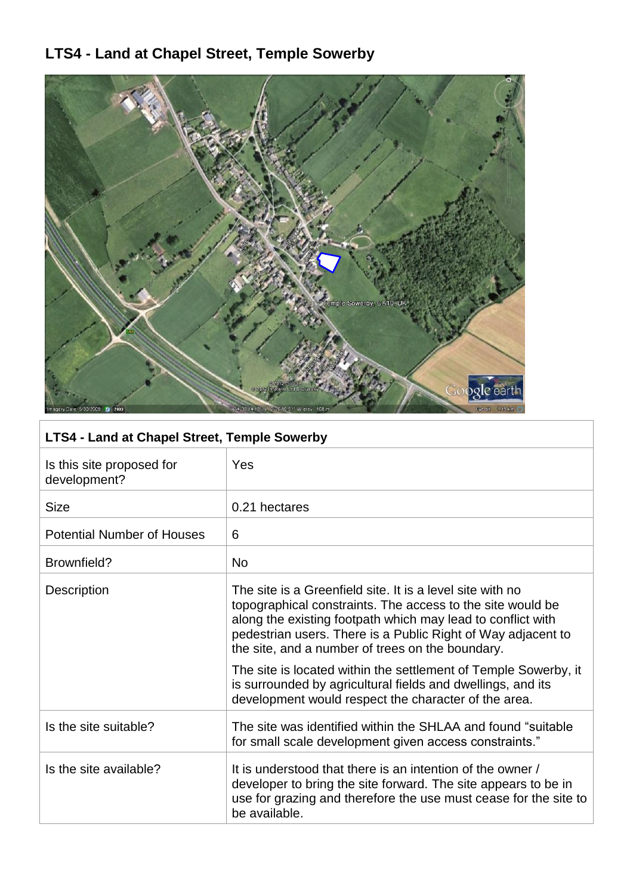# LTS4 - Land at Chapel Street, Temple Sowerby

| LTS4 - Land at Chapel Street, Temple Sowerby | |
|---|---|
| Is this site proposed for development? | Yes |
| Size | 0.21 hectares |
| Potential Number of Houses | 6 |
| Brownfield? | No |
| Description | The site is a Greenfield site. It is a level site with no topographical constraints. The access to the site would be along the existing footpath which may lead to conflict with pedestrian users. There is a Public Right of Way adjacent to the site, and a number of trees on the boundary.<br><br>The site is located within the settlement of Temple Sowerby, it is surrounded by agricultural fields and dwellings, and its development would respect the character of the area. |
| Is the site suitable? | The site was identified within the SHLAA and found “suitable for small scale development given access constraints.” |
| Is the site available? | It is understood that there is an intention of the owner / developer to bring the site forward. The site appears to be in use for grazing and therefore the use must cease for the site to be available. |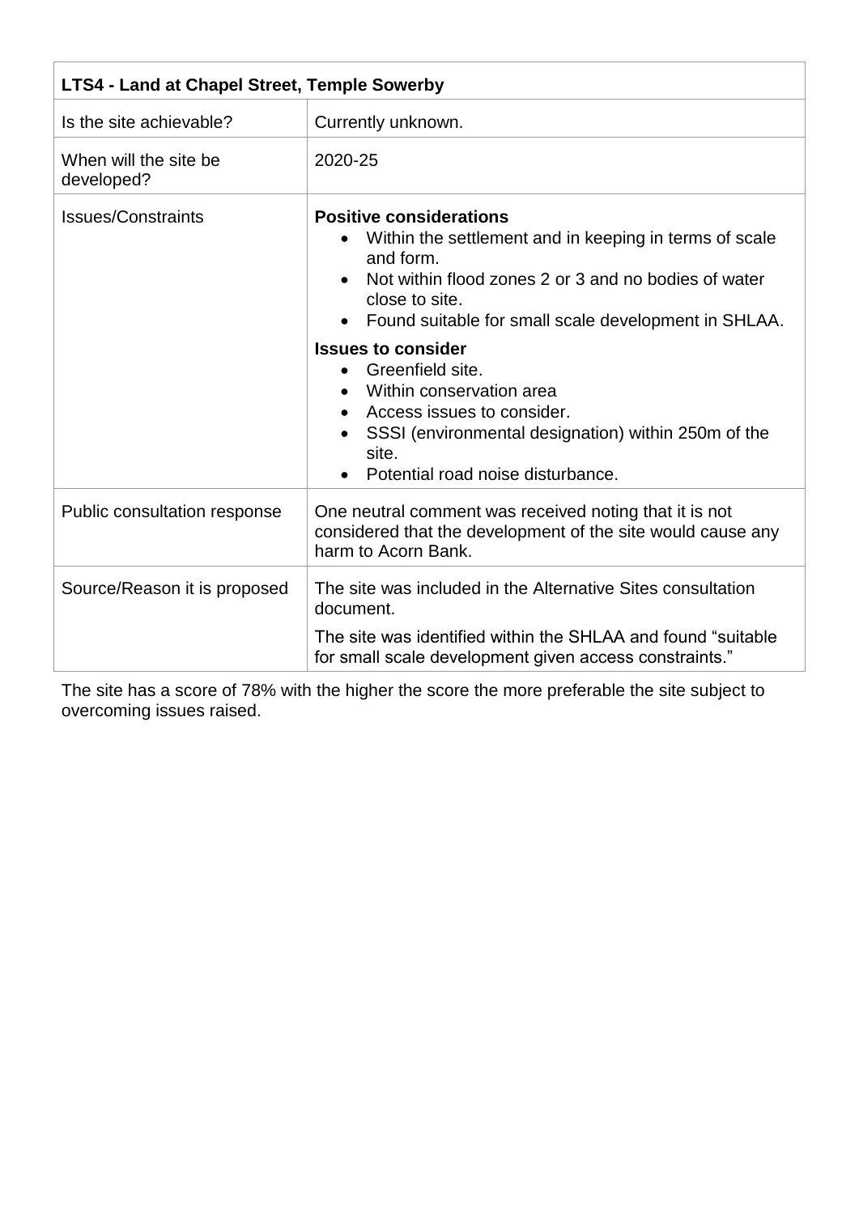| LTS4 - Land at Chapel Street, Temple Sowerby | |
|---|---|
| Is the site achievable? | Currently unknown. |
| When will the site be developed? | 2020-25 |
| Issues/Constraints | **Positive considerations**<br>• Within the settlement and in keeping in terms of scale and form.<br>• Not within flood zones 2 or 3 and no bodies of water close to site.<br>• Found suitable for small scale development in SHLAA.<br>**Issues to consider**<br>• Greenfield site.<br>• Within conservation area<br>• Access issues to consider.<br>• SSSI (environmental designation) within 250m of the site.<br>• Potential road noise disturbance. |
| Public consultation response | One neutral comment was received noting that it is not considered that the development of the site would cause any harm to Acorn Bank. |
| Source/Reason it is proposed | The site was included in the Alternative Sites consultation document.<br>The site was identified within the SHLAA and found "suitable for small scale development given access constraints." |

The site has a score of 78% with the higher the score the more preferable the site subject to overcoming issues raised.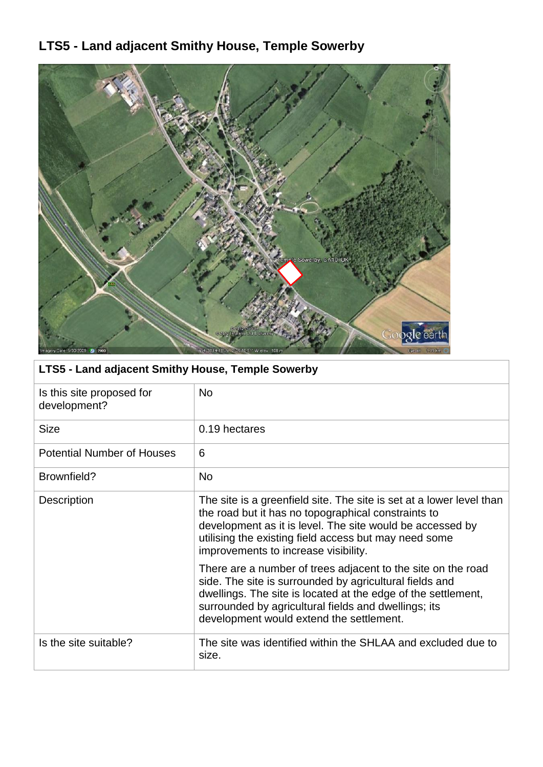# LTS5 - Land adjacent Smithy House, Temple Sowerby

| LTS5 - Land adjacent Smithy House, Temple Sowerby | |
|---|---|
| Is this site proposed for development? | No |
| Size | 0.19 hectares |
| Potential Number of Houses | 6 |
| Brownfield? | No |
| Description | The site is a greenfield site. The site is set at a lower level than the road but it has no topographical constraints to development as it is level. The site would be accessed by utilising the existing field access but may need some improvements to increase visibility.<br><br>There are a number of trees adjacent to the site on the road side. The site is surrounded by agricultural fields and dwellings. The site is located at the edge of the settlement, surrounded by agricultural fields and dwellings; its development would extend the settlement. |
| Is the site suitable? | The site was identified within the SHLAA and excluded due to size. |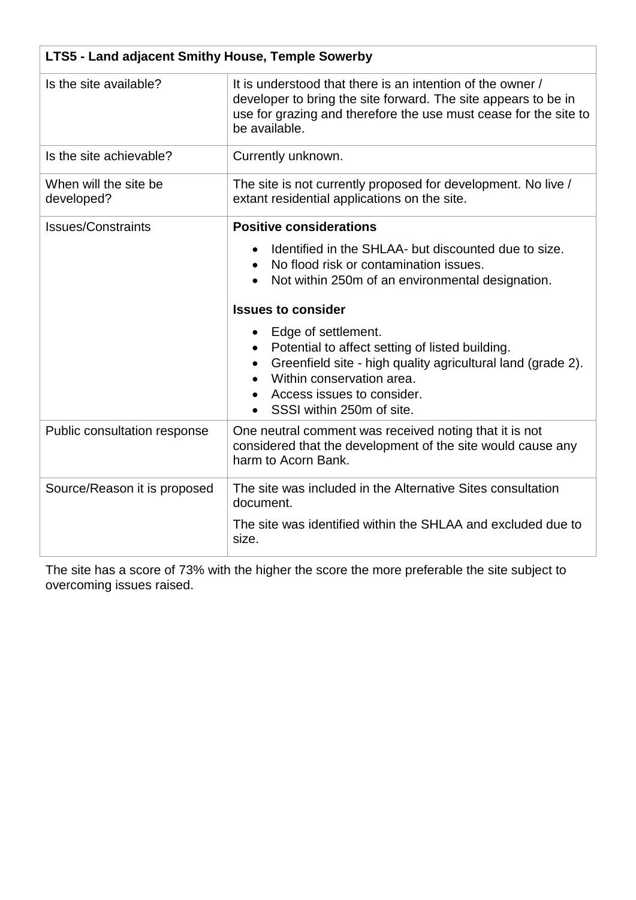| LTS5 - Land adjacent Smithy House, Temple Sowerby | |
|---|---|
| Is the site available? | It is understood that there is an intention of the owner / developer to bring the site forward. The site appears to be in use for grazing and therefore the use must cease for the site to be available. |
| Is the site achievable? | Currently unknown. |
| When will the site be developed? | The site is not currently proposed for development. No live / extant residential applications on the site. |
| Issues/Constraints | **Positive considerations**<br>• Identified in the SHLAA- but discounted due to size.<br>• No flood risk or contamination issues.<br>• Not within 250m of an environmental designation.<br>**Issues to consider**<br>• Edge of settlement.<br>• Potential to affect setting of listed building.<br>• Greenfield site - high quality agricultural land (grade 2).<br>• Within conservation area.<br>• Access issues to consider.<br>• SSSI within 250m of site. |
| Public consultation response | One neutral comment was received noting that it is not considered that the development of the site would cause any harm to Acorn Bank. |
| Source/Reason it is proposed | The site was included in the Alternative Sites consultation document.<br>The site was identified within the SHLAA and excluded due to size. |

The site has a score of 73% with the higher the score the more preferable the site subject to overcoming issues raised.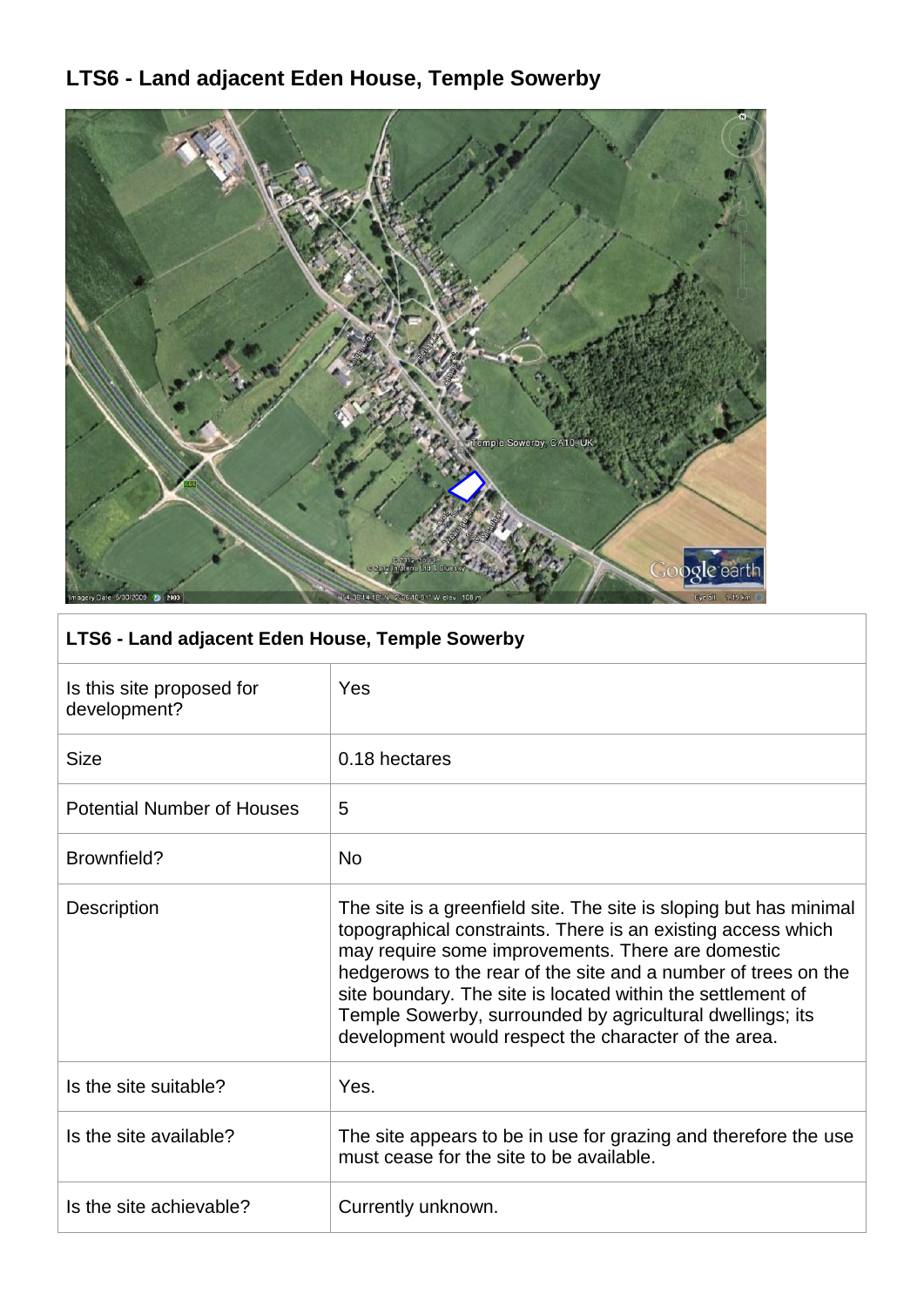# LTS6 - Land adjacent Eden House, Temple Sowerby

| LTS6 - Land adjacent Eden House, Temple Sowerby | |
|---|---|
| Is this site proposed for development? | Yes |
| Size | 0.18 hectares |
| Potential Number of Houses | 5 |
| Brownfield? | No |
| Description | The site is a greenfield site. The site is sloping but has minimal topographical constraints. There is an existing access which may require some improvements. There are domestic hedgerows to the rear of the site and a number of trees on the site boundary. The site is located within the settlement of Temple Sowerby, surrounded by agricultural dwellings; its development would respect the character of the area. |
| Is the site suitable? | Yes. |
| Is the site available? | The site appears to be in use for grazing and therefore the use must cease for the site to be available. |
| Is the site achievable? | Currently unknown. |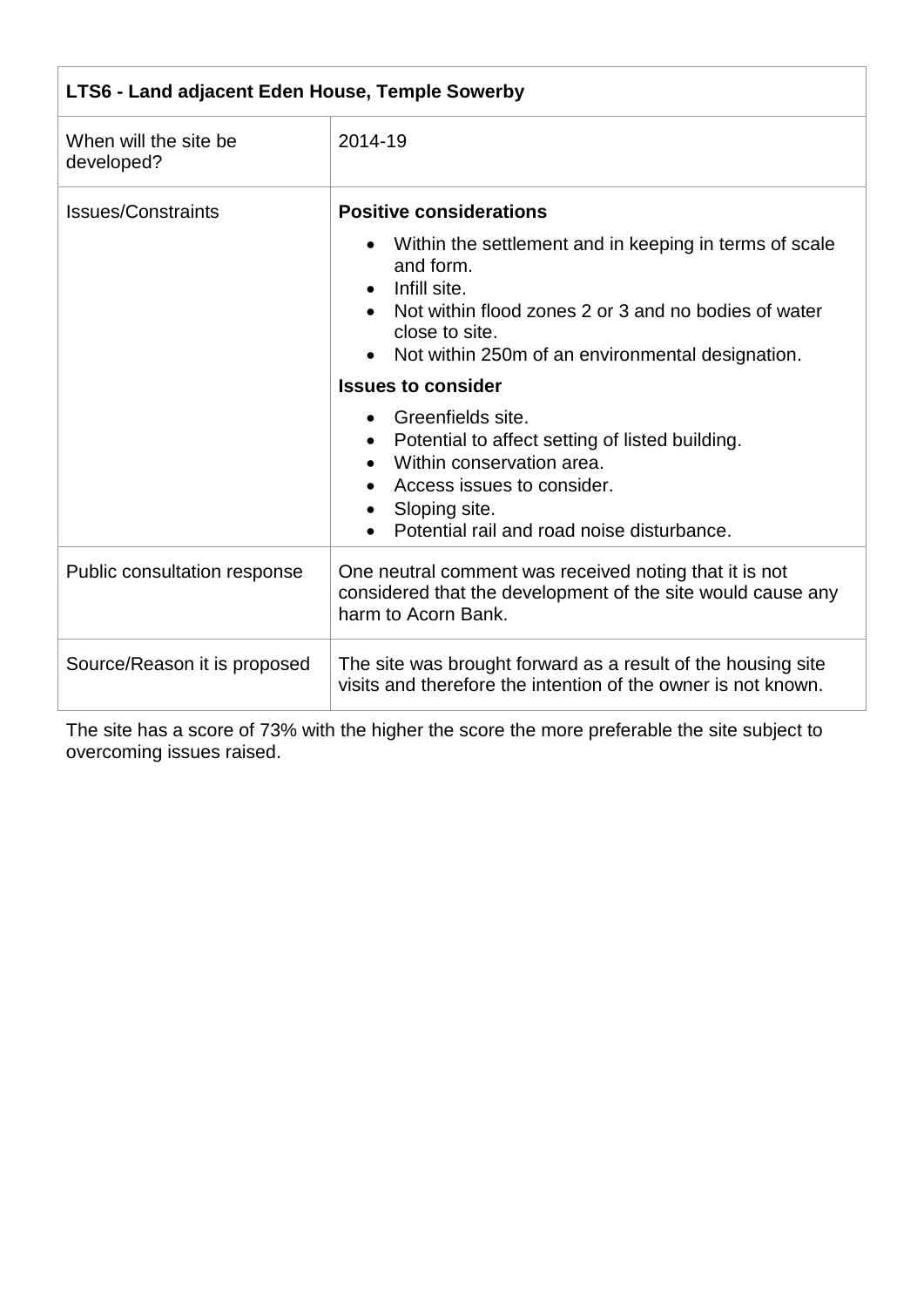| LTS6 - Land adjacent Eden House, Temple Sowerby | |
|---|---|
| When will the site be developed? | 2014-19 |
| Issues/Constraints | **Positive considerations**<br>• Within the settlement and in keeping in terms of scale and form.<br>• Infill site.<br>• Not within flood zones 2 or 3 and no bodies of water close to site.<br>• Not within 250m of an environmental designation.<br>**Issues to consider**<br>• Greenfields site.<br>• Potential to affect setting of listed building.<br>• Within conservation area.<br>• Access issues to consider.<br>• Sloping site.<br>• Potential rail and road noise disturbance. |
| Public consultation response | One neutral comment was received noting that it is not considered that the development of the site would cause any harm to Acorn Bank. |
| Source/Reason it is proposed | The site was brought forward as a result of the housing site visits and therefore the intention of the owner is not known. |

The site has a score of 73% with the higher the score the more preferable the site subject to overcoming issues raised.